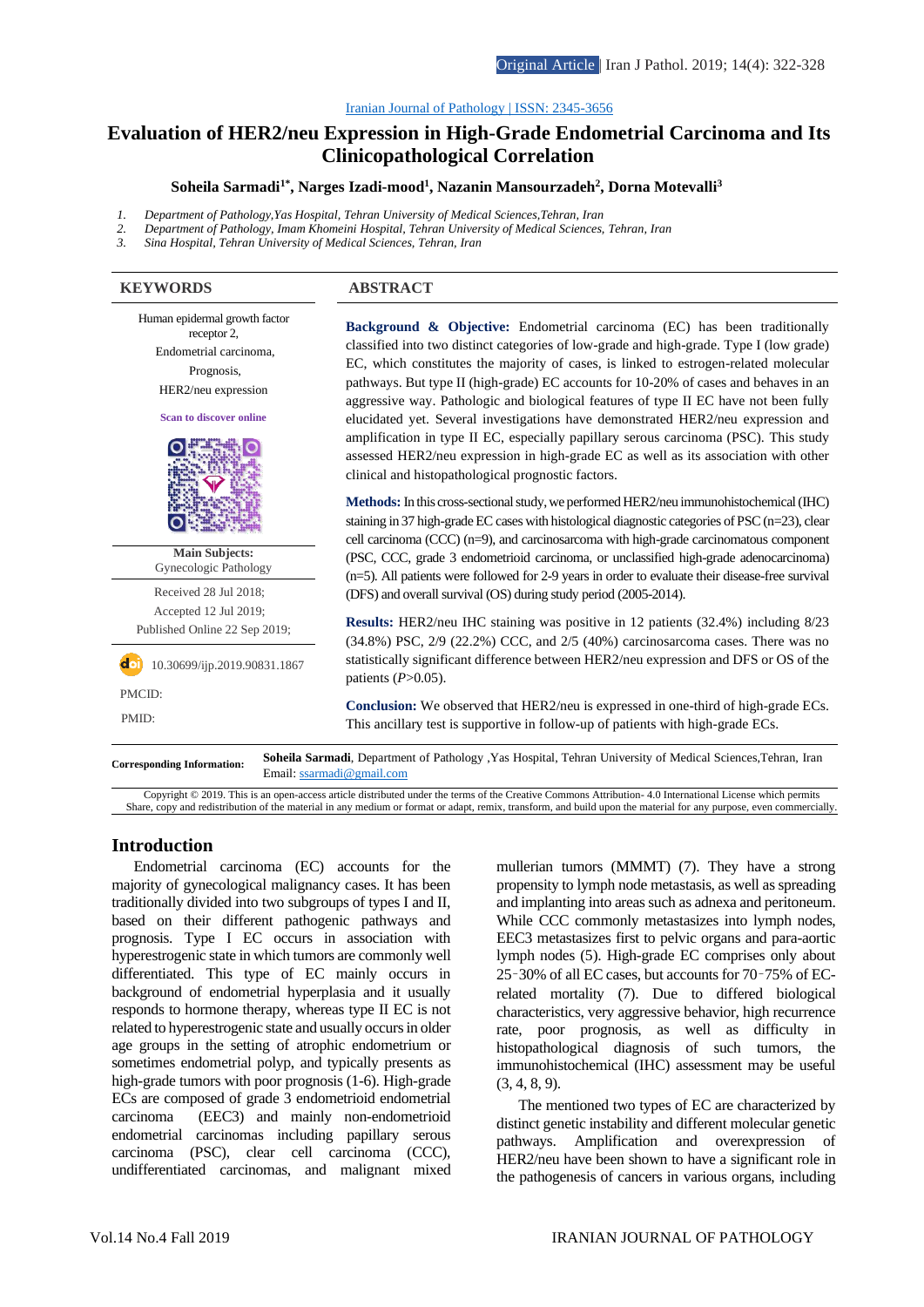Original Article | Iran J Pathol. 2019; 14(4): 322-328

Iranian Journal of Pathology | ISSN: 2345-3656

# Evaluation of HER2/neu Expression in High-Grade Endometrial Carcinoma and Its Clinicopathological Correlation

**Soheila Sarmadi[1*], Narges Izadi-mood[1], Nazanin Mansourzadeh[2], Dorna Motevalli[3]**

1. *Department of Pathology,Yas Hospital, Tehran University of Medical Sciences,Tehran, Iran*
2. *Department of Pathology, Imam Khomeini Hospital, Tehran University of Medical Sciences, Tehran, Iran*
3. *Sina Hospital, Tehran University of Medical Sciences, Tehran, Iran*

## KEYWORDS

Human epidermal growth factor receptor 2,
Endometrial carcinoma,
Prognosis,
HER2/neu expression

Scan to discover online

**Main Subjects:**
Gynecologic Pathology

Received 28 Jul 2018;
Accepted 12 Jul 2019;
Published Online 22 Sep 2019;

10.30699/ijp.2019.90831.1867

PMCID:

PMID:

## ABSTRACT

**Background & Objective:** Endometrial carcinoma (EC) has been traditionally classified into two distinct categories of low-grade and high-grade. Type I (low grade) EC, which constitutes the majority of cases, is linked to estrogen-related molecular pathways. But type II (high-grade) EC accounts for 10-20% of cases and behaves in an aggressive way. Pathologic and biological features of type II EC have not been fully elucidated yet. Several investigations have demonstrated HER2/neu expression and amplification in type II EC, especially papillary serous carcinoma (PSC). This study assessed HER2/neu expression in high-grade EC as well as its association with other clinical and histopathological prognostic factors.

**Methods:** In this cross-sectional study, we performed HER2/neu immunohistochemical (IHC) staining in 37 high-grade EC cases with histological diagnostic categories of PSC (n=23), clear cell carcinoma (CCC) (n=9), and carcinosarcoma with high-grade carcinomatous component (PSC, CCC, grade 3 endometrioid carcinoma, or unclassified high-grade adenocarcinoma) (n=5). All patients were followed for 2-9 years in order to evaluate their disease-free survival (DFS) and overall survival (OS) during study period (2005-2014).

**Results:** HER2/neu IHC staining was positive in 12 patients (32.4%) including 8/23 (34.8%) PSC, 2/9 (22.2%) CCC, and 2/5 (40%) carcinosarcoma cases. There was no statistically significant difference between HER2/neu expression and DFS or OS of the patients ($P>0.05$).

**Conclusion:** We observed that HER2/neu is expressed in one-third of high-grade ECs. This ancillary test is supportive in follow-up of patients with high-grade ECs.

**Corresponding Information:** **Soheila Sarmadi**, Department of Pathology ,Yas Hospital, Tehran University of Medical Sciences,Tehran, Iran
Email: ssarmadi@gmail.com

Copyright © 2019. This is an open-access article distributed under the terms of the Creative Commons Attribution- 4.0 International License which permits Share, copy and redistribution of the material in any medium or format or adapt, remix, transform, and build upon the material for any purpose, even commercially.

## Introduction

Endometrial carcinoma (EC) accounts for the majority of gynecological malignancy cases. It has been traditionally divided into two subgroups of types I and II, based on their different pathogenic pathways and prognosis. Type I EC occurs in association with hyperestrogenic state in which tumors are commonly well differentiated. This type of EC mainly occurs in background of endometrial hyperplasia and it usually responds to hormone therapy, whereas type II EC is not related to hyperestrogenic state and usually occurs in older age groups in the setting of atrophic endometrium or sometimes endometrial polyp, and typically presents as high-grade tumors with poor prognosis (1-6). High-grade ECs are composed of grade 3 endometrioid endometrial carcinoma (EEC3) and mainly non-endometrioid endometrial carcinomas including papillary serous carcinoma (PSC), clear cell carcinoma (CCC), undifferentiated carcinomas, and malignant mixed mullerian tumors (MMMT) (7). They have a strong propensity to lymph node metastasis, as well as spreading and implanting into areas such as adnexa and peritoneum. While CCC commonly metastasizes into lymph nodes, EEC3 metastasizes first to pelvic organs and para-aortic lymph nodes (5). High-grade EC comprises only about 25‑30% of all EC cases, but accounts for 70‑75% of EC-related mortality (7). Due to differed biological characteristics, very aggressive behavior, high recurrence rate, poor prognosis, as well as difficulty in histopathological diagnosis of such tumors, the immunohistochemical (IHC) assessment may be useful (3, 4, 8, 9).

The mentioned two types of EC are characterized by distinct genetic instability and different molecular genetic pathways. Amplification and overexpression of HER2/neu have been shown to have a significant role in the pathogenesis of cancers in various organs, including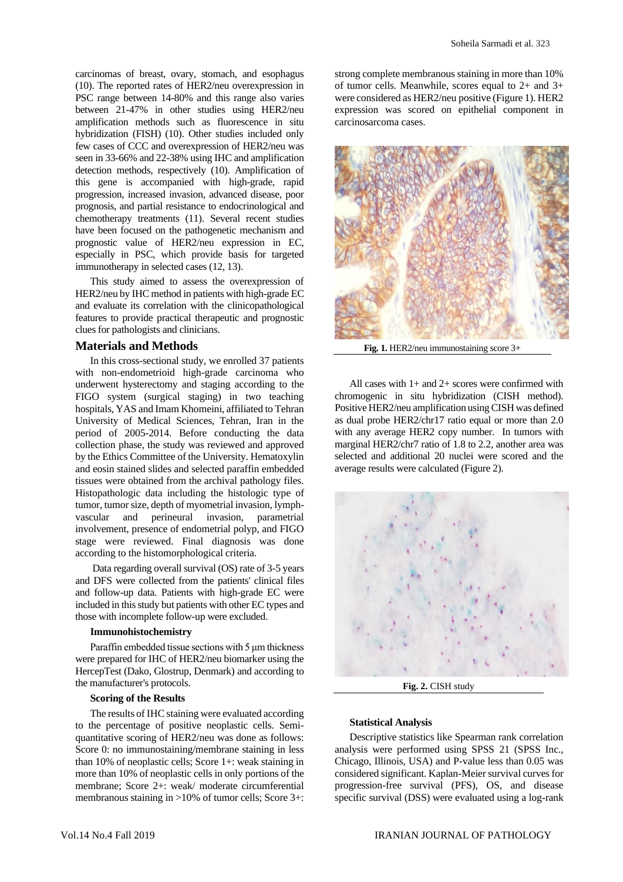carcinomas of breast, ovary, stomach, and esophagus (10). The reported rates of HER2/neu overexpression in PSC range between 14-80% and this range also varies between 21-47% in other studies using HER2/neu amplification methods such as fluorescence in situ hybridization (FISH) (10). Other studies included only few cases of CCC and overexpression of HER2/neu was seen in 33-66% and 22-38% using IHC and amplification detection methods, respectively (10). Amplification of this gene is accompanied with high-grade, rapid progression, increased invasion, advanced disease, poor prognosis, and partial resistance to endocrinological and chemotherapy treatments (11). Several recent studies have been focused on the pathogenetic mechanism and prognostic value of HER2/neu expression in EC, especially in PSC, which provide basis for targeted immunotherapy in selected cases (12, 13).

This study aimed to assess the overexpression of HER2/neu by IHC method in patients with high-grade EC and evaluate its correlation with the clinicopathological features to provide practical therapeutic and prognostic clues for pathologists and clinicians.

## Materials and Methods

In this cross-sectional study, we enrolled 37 patients with non-endometrioid high-grade carcinoma who underwent hysterectomy and staging according to the FIGO system (surgical staging) in two teaching hospitals, YAS and Imam Khomeini, affiliated to Tehran University of Medical Sciences, Tehran, Iran in the period of 2005-2014. Before conducting the data collection phase, the study was reviewed and approved by the Ethics Committee of the University. Hematoxylin and eosin stained slides and selected paraffin embedded tissues were obtained from the archival pathology files. Histopathologic data including the histologic type of tumor, tumor size, depth of myometrial invasion, lymph-vascular and perineural invasion, parametrial involvement, presence of endometrial polyp, and FIGO stage were reviewed. Final diagnosis was done according to the histomorphological criteria.

Data regarding overall survival (OS) rate of 3-5 years and DFS were collected from the patients' clinical files and follow-up data. Patients with high-grade EC were included in this study but patients with other EC types and those with incomplete follow-up were excluded.

### Immunohistochemistry

Paraffin embedded tissue sections with 5 μm thickness were prepared for IHC of HER2/neu biomarker using the HercepTest (Dako, Glostrup, Denmark) and according to the manufacturer's protocols.

### Scoring of the Results

The results of IHC staining were evaluated according to the percentage of positive neoplastic cells. Semi-quantitative scoring of HER2/neu was done as follows: Score 0: no immunostaining/membrane staining in less than 10% of neoplastic cells; Score 1+: weak staining in more than 10% of neoplastic cells in only portions of the membrane; Score 2+: weak/ moderate circumferential membranous staining in >10% of tumor cells; Score 3+: strong complete membranous staining in more than 10% of tumor cells. Meanwhile, scores equal to 2+ and 3+ were considered as HER2/neu positive (Figure 1). HER2 expression was scored on epithelial component in carcinosarcoma cases.

**Fig. 1.** HER2/neu immunostaining score 3+

All cases with 1+ and 2+ scores were confirmed with chromogenic in situ hybridization (CISH method). Positive HER2/neu amplification using CISH was defined as dual probe HER2/chr17 ratio equal or more than 2.0 with any average HER2 copy number. In tumors with marginal HER2/chr7 ratio of 1.8 to 2.2, another area was selected and additional 20 nuclei were scored and the average results were calculated (Figure 2).

**Fig. 2.** CISH study

### Statistical Analysis

Descriptive statistics like Spearman rank correlation analysis were performed using SPSS 21 (SPSS Inc., Chicago, Illinois, USA) and P-value less than 0.05 was considered significant. Kaplan-Meier survival curves for progression-free survival (PFS), OS, and disease specific survival (DSS) were evaluated using a log-rank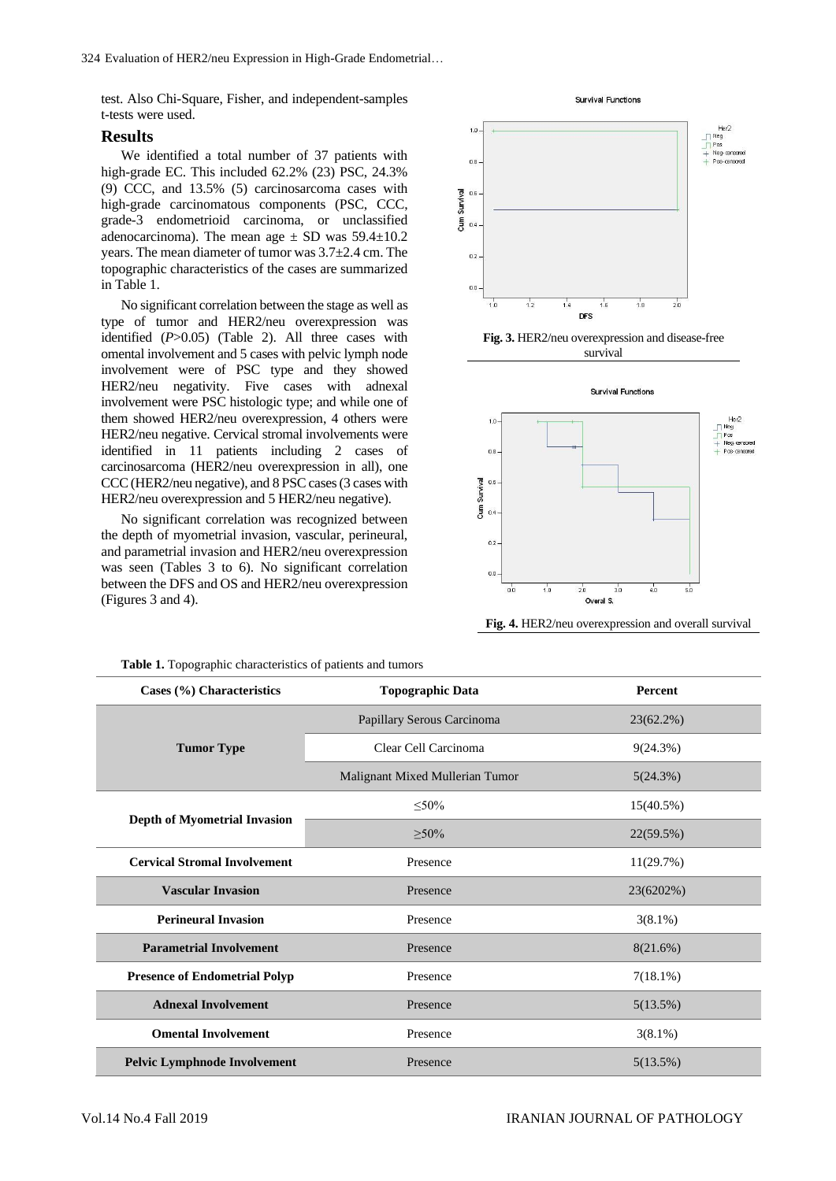test. Also Chi-Square, Fisher, and independent-samples t-tests were used.

## Results

We identified a total number of 37 patients with high-grade EC. This included 62.2% (23) PSC, 24.3% (9) CCC, and 13.5% (5) carcinosarcoma cases with high-grade carcinomatous components (PSC, CCC, grade-3 endometrioid carcinoma, or unclassified adenocarcinoma). The mean age ± SD was 59.4±10.2 years. The mean diameter of tumor was 3.7±2.4 cm. The topographic characteristics of the cases are summarized in Table 1.

No significant correlation between the stage as well as type of tumor and HER2/neu overexpression was identified (*P*>0.05) (Table 2). All three cases with omental involvement and 5 cases with pelvic lymph node involvement were of PSC type and they showed HER2/neu negativity. Five cases with adnexal involvement were PSC histologic type; and while one of them showed HER2/neu overexpression, 4 others were HER2/neu negative. Cervical stromal involvements were identified in 11 patients including 2 cases of carcinosarcoma (HER2/neu overexpression in all), one CCC (HER2/neu negative), and 8 PSC cases (3 cases with HER2/neu overexpression and 5 HER2/neu negative).

No significant correlation was recognized between the depth of myometrial invasion, vascular, perineural, and parametrial invasion and HER2/neu overexpression was seen (Tables 3 to 6). No significant correlation between the DFS and OS and HER2/neu overexpression (Figures 3 and 4).

**Fig. 3.** HER2/neu overexpression and disease-free survival

**Fig. 4.** HER2/neu overexpression and overall survival

**Table 1.** Topographic characteristics of patients and tumors

| Cases (%) Characteristics | Topographic Data | Percent |
|---|---|---|
| Tumor Type | Papillary Serous Carcinoma | 23(62.2%) |
| | Clear Cell Carcinoma | 9(24.3%) |
| | Malignant Mixed Mullerian Tumor | 5(24.3%) |
| Depth of Myometrial Invasion | ≤50% | 15(40.5%) |
| | ≥50% | 22(59.5%) |
| Cervical Stromal Involvement | Presence | 11(29.7%) |
| Vascular Invasion | Presence | 23(6202%) |
| Perineural Invasion | Presence | 3(8.1%) |
| Parametrial Involvement | Presence | 8(21.6%) |
| Presence of Endometrial Polyp | Presence | 7(18.1%) |
| Adnexal Involvement | Presence | 5(13.5%) |
| Omental Involvement | Presence | 3(8.1%) |
| Pelvic Lymphnode Involvement | Presence | 5(13.5%) |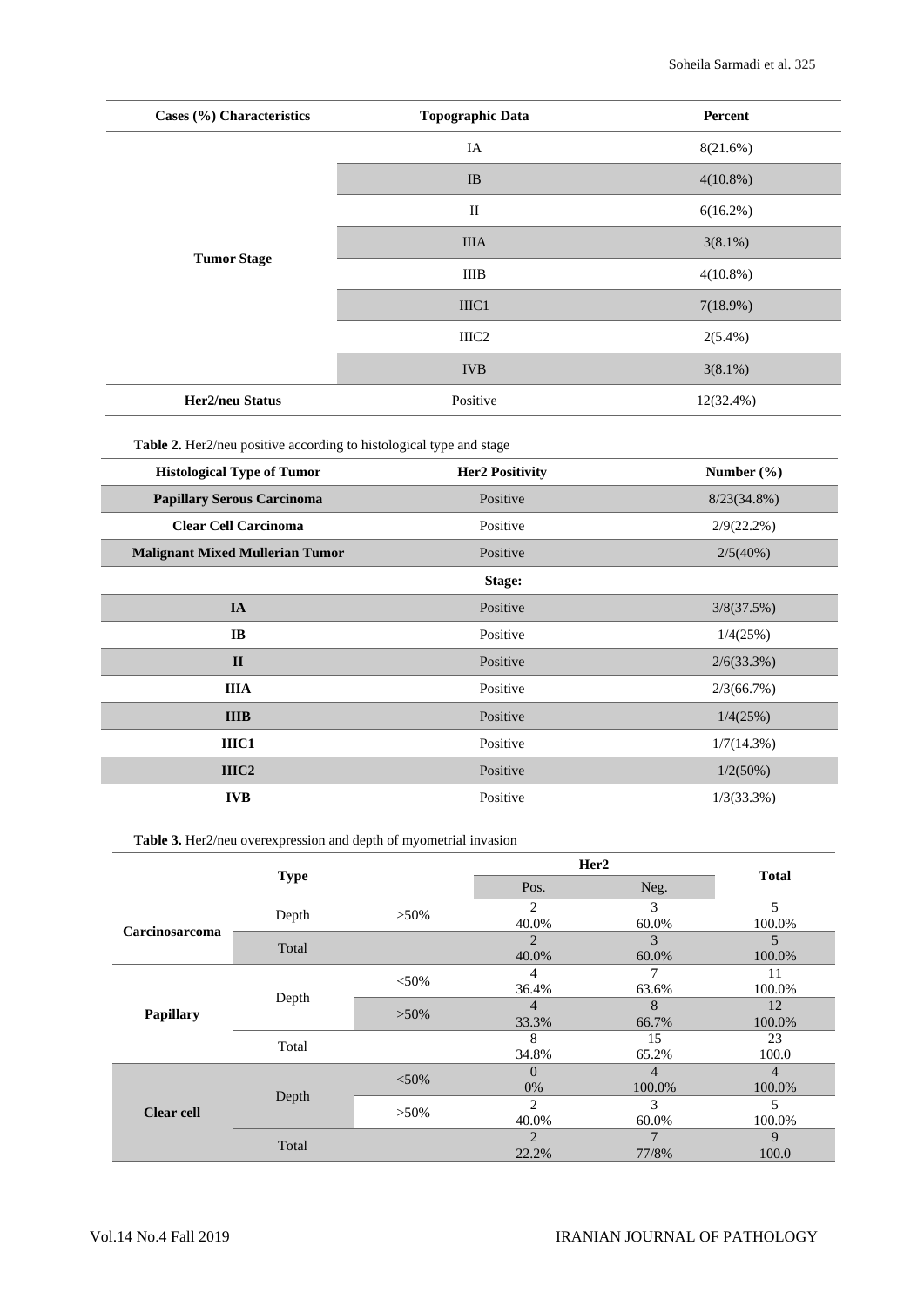| Cases (%) Characteristics | Topographic Data | Percent |
|---|---|---|
| Tumor Stage | IA | 8(21.6%) |
| | IB | 4(10.8%) |
| | II | 6(16.2%) |
| | IIIA | 3(8.1%) |
| | IIIB | 4(10.8%) |
| | IIIC1 | 7(18.9%) |
| | IIIC2 | 2(5.4%) |
| | IVB | 3(8.1%) |
| Her2/neu Status | Positive | 12(32.4%) |

**Table 2.** Her2/neu positive according to histological type and stage

| Histological Type of Tumor | Her2 Positivity | Number (%) |
|---|---|---|
| Papillary Serous Carcinoma | Positive | 8/23(34.8%) |
| Clear Cell Carcinoma | Positive | 2/9(22.2%) |
| Malignant Mixed Mullerian Tumor | Positive | 2/5(40%) |
| | **Stage:** | |
| IA | Positive | 3/8(37.5%) |
| IB | Positive | 1/4(25%) |
| II | Positive | 2/6(33.3%) |
| IIIA | Positive | 2/3(66.7%) |
| IIIB | Positive | 1/4(25%) |
| IIIC1 | Positive | 1/7(14.3%) |
| IIIC2 | Positive | 1/2(50%) |
| IVB | Positive | 1/3(33.3%) |

**Table 3.** Her2/neu overexpression and depth of myometrial invasion

| Type | | | Her2 | | Total |
|---|---|---|---|---|---|
| | | | Pos. | Neg. | |
| Carcinosarcoma | Depth | >50% | 2<br>40.0% | 3<br>60.0% | 5<br>100.0% |
| | Total | | 2<br>40.0% | 3<br>60.0% | 5<br>100.0% |
| Papillary | Depth | <50% | 4<br>36.4% | 7<br>63.6% | 11<br>100.0% |
| | | >50% | 4<br>33.3% | 8<br>66.7% | 12<br>100.0% |
| | Total | | 8<br>34.8% | 15<br>65.2% | 23<br>100.0 |
| Clear cell | Depth | <50% | 0<br>0% | 4<br>100.0% | 4<br>100.0% |
| | | >50% | 2<br>40.0% | 3<br>60.0% | 5<br>100.0% |
| | Total | | 2<br>22.2% | 7<br>77/8% | 9<br>100.0 |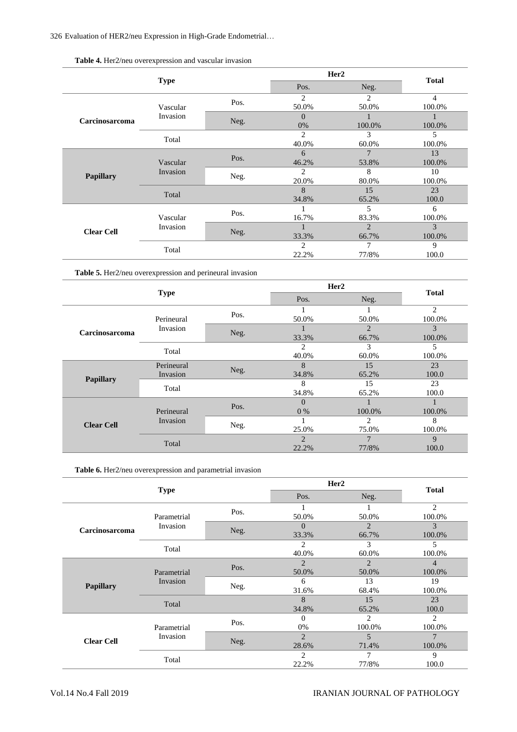**Table 4.** Her2/neu overexpression and vascular invasion

| Type | | | Her2 | | Total |
|---|---|---|---|---|---|
| | | | Pos. | Neg. | |
| Carcinosarcoma | Vascular Invasion | Pos. | 2<br>50.0% | 2<br>50.0% | 4<br>100.0% |
| | | Neg. | 0<br>0% | 1<br>100.0% | 1<br>100.0% |
| | Total | | 2<br>40.0% | 3<br>60.0% | 5<br>100.0% |
| Papillary | Vascular Invasion | Pos. | 6<br>46.2% | 7<br>53.8% | 13<br>100.0% |
| | | Neg. | 2<br>20.0% | 8<br>80.0% | 10<br>100.0% |
| | Total | | 8<br>34.8% | 15<br>65.2% | 23<br>100.0 |
| Clear Cell | Vascular Invasion | Pos. | 1<br>16.7% | 5<br>83.3% | 6<br>100.0% |
| | | Neg. | 1<br>33.3% | 2<br>66.7% | 3<br>100.0% |
| | Total | | 2<br>22.2% | 7<br>77/8% | 9<br>100.0 |

**Table 5.** Her2/neu overexpression and perineural invasion

| Type | | | Her2 | | Total |
|---|---|---|---|---|---|
| | | | Pos. | Neg. | |
| Carcinosarcoma | Perineural Invasion | Pos. | 1<br>50.0% | 1<br>50.0% | 2<br>100.0% |
| | | Neg. | 1<br>33.3% | 2<br>66.7% | 3<br>100.0% |
| | Total | | 2<br>40.0% | 3<br>60.0% | 5<br>100.0% |
| Papillary | Perineural Invasion | Neg. | 8<br>34.8% | 15<br>65.2% | 23<br>100.0 |
| | Total | | 8<br>34.8% | 15<br>65.2% | 23<br>100.0 |
| Clear Cell | Perineural Invasion | Pos. | 0<br>0 % | 1<br>100.0% | 1<br>100.0% |
| | | Neg. | 1<br>25.0% | 2<br>75.0% | 8<br>100.0% |
| | Total | | 2<br>22.2% | 7<br>77/8% | 9<br>100.0 |

**Table 6.** Her2/neu overexpression and parametrial invasion

| Type | | | Her2 | | Total |
|---|---|---|---|---|---|
| | | | Pos. | Neg. | |
| Carcinosarcoma | Parametrial Invasion | Pos. | 1<br>50.0% | 1<br>50.0% | 2<br>100.0% |
| | | Neg. | 0<br>33.3% | 2<br>66.7% | 3<br>100.0% |
| | Total | | 2<br>40.0% | 3<br>60.0% | 5<br>100.0% |
| Papillary | Parametrial Invasion | Pos. | 2<br>50.0% | 2<br>50.0% | 4<br>100.0% |
| | | Neg. | 6<br>31.6% | 13<br>68.4% | 19<br>100.0% |
| | Total | | 8<br>34.8% | 15<br>65.2% | 23<br>100.0 |
| Clear Cell | Parametrial Invasion | Pos. | 0<br>0% | 2<br>100.0% | 2<br>100.0% |
| | | Neg. | 2<br>28.6% | 5<br>71.4% | 7<br>100.0% |
| | Total | | 2<br>22.2% | 7<br>77/8% | 9<br>100.0 |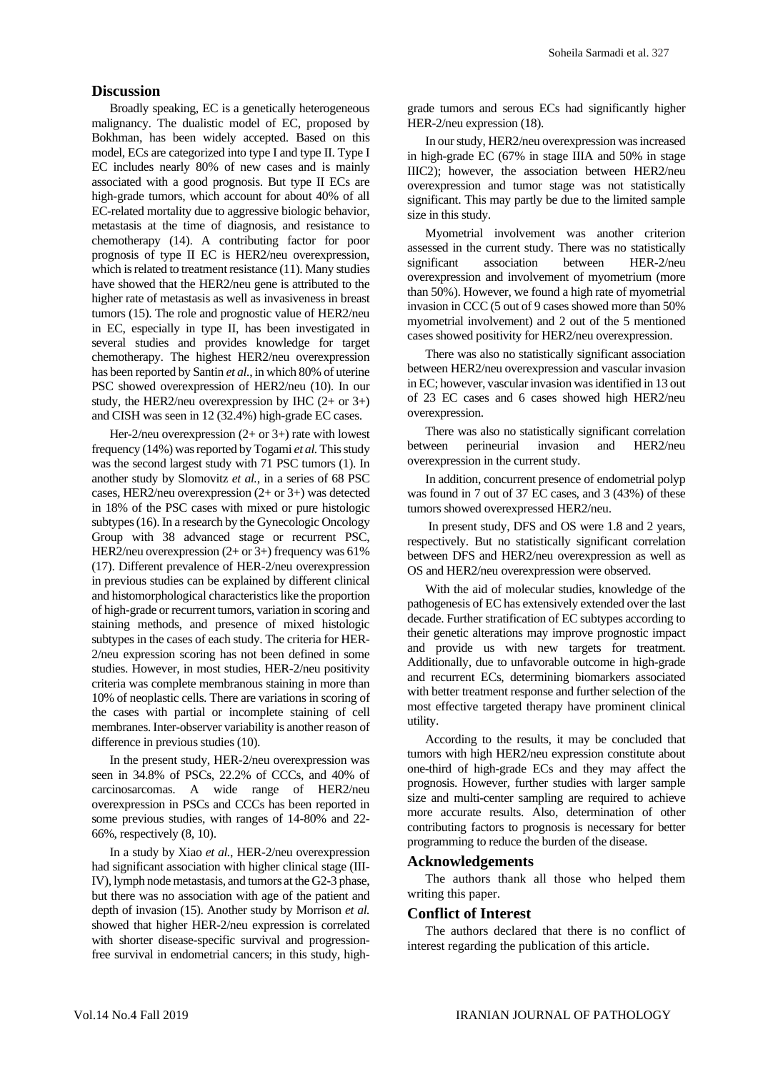## Discussion

Broadly speaking, EC is a genetically heterogeneous malignancy. The dualistic model of EC, proposed by Bokhman, has been widely accepted. Based on this model, ECs are categorized into type I and type II. Type I EC includes nearly 80% of new cases and is mainly associated with a good prognosis. But type II ECs are high-grade tumors, which account for about 40% of all EC-related mortality due to aggressive biologic behavior, metastasis at the time of diagnosis, and resistance to chemotherapy (14). A contributing factor for poor prognosis of type II EC is HER2/neu overexpression, which is related to treatment resistance (11). Many studies have showed that the HER2/neu gene is attributed to the higher rate of metastasis as well as invasiveness in breast tumors (15). The role and prognostic value of HER2/neu in EC, especially in type II, has been investigated in several studies and provides knowledge for target chemotherapy. The highest HER2/neu overexpression has been reported by Santin *et al.*, in which 80% of uterine PSC showed overexpression of HER2/neu (10). In our study, the HER2/neu overexpression by IHC (2+ or 3+) and CISH was seen in 12 (32.4%) high-grade EC cases.

Her-2/neu overexpression (2+ or 3+) rate with lowest frequency (14%) was reported by Togami *et al.* This study was the second largest study with 71 PSC tumors (1). In another study by Slomovitz *et al.*, in a series of 68 PSC cases, HER2/neu overexpression (2+ or 3+) was detected in 18% of the PSC cases with mixed or pure histologic subtypes (16). In a research by the Gynecologic Oncology Group with 38 advanced stage or recurrent PSC, HER2/neu overexpression (2+ or 3+) frequency was 61% (17). Different prevalence of HER-2/neu overexpression in previous studies can be explained by different clinical and histomorphological characteristics like the proportion of high-grade or recurrent tumors, variation in scoring and staining methods, and presence of mixed histologic subtypes in the cases of each study. The criteria for HER-2/neu expression scoring has not been defined in some studies. However, in most studies, HER-2/neu positivity criteria was complete membranous staining in more than 10% of neoplastic cells. There are variations in scoring of the cases with partial or incomplete staining of cell membranes. Inter-observer variability is another reason of difference in previous studies (10).

In the present study, HER-2/neu overexpression was seen in 34.8% of PSCs, 22.2% of CCCs, and 40% of carcinosarcomas. A wide range of HER2/neu overexpression in PSCs and CCCs has been reported in some previous studies, with ranges of 14-80% and 22-66%, respectively (8, 10).

In a study by Xiao *et al.*, HER-2/neu overexpression had significant association with higher clinical stage (III-IV), lymph node metastasis, and tumors at the G2-3 phase, but there was no association with age of the patient and depth of invasion (15). Another study by Morrison *et al.* showed that higher HER-2/neu expression is correlated with shorter disease-specific survival and progression-free survival in endometrial cancers; in this study, high-grade tumors and serous ECs had significantly higher HER-2/neu expression (18).

In our study, HER2/neu overexpression was increased in high-grade EC (67% in stage IIIA and 50% in stage IIIC2); however, the association between HER2/neu overexpression and tumor stage was not statistically significant. This may partly be due to the limited sample size in this study.

Myometrial involvement was another criterion assessed in the current study. There was no statistically significant association between HER-2/neu overexpression and involvement of myometrium (more than 50%). However, we found a high rate of myometrial invasion in CCC (5 out of 9 cases showed more than 50% myometrial involvement) and 2 out of the 5 mentioned cases showed positivity for HER2/neu overexpression.

There was also no statistically significant association between HER2/neu overexpression and vascular invasion in EC; however, vascular invasion was identified in 13 out of 23 EC cases and 6 cases showed high HER2/neu overexpression.

There was also no statistically significant correlation between perineurial invasion and HER2/neu overexpression in the current study.

In addition, concurrent presence of endometrial polyp was found in 7 out of 37 EC cases, and 3 (43%) of these tumors showed overexpressed HER2/neu.

In present study, DFS and OS were 1.8 and 2 years, respectively. But no statistically significant correlation between DFS and HER2/neu overexpression as well as OS and HER2/neu overexpression were observed.

With the aid of molecular studies, knowledge of the pathogenesis of EC has extensively extended over the last decade. Further stratification of EC subtypes according to their genetic alterations may improve prognostic impact and provide us with new targets for treatment. Additionally, due to unfavorable outcome in high-grade and recurrent ECs, determining biomarkers associated with better treatment response and further selection of the most effective targeted therapy have prominent clinical utility.

According to the results, it may be concluded that tumors with high HER2/neu expression constitute about one-third of high-grade ECs and they may affect the prognosis. However, further studies with larger sample size and multi-center sampling are required to achieve more accurate results. Also, determination of other contributing factors to prognosis is necessary for better programming to reduce the burden of the disease.

## Acknowledgements

The authors thank all those who helped them writing this paper.

## Conflict of Interest

The authors declared that there is no conflict of interest regarding the publication of this article.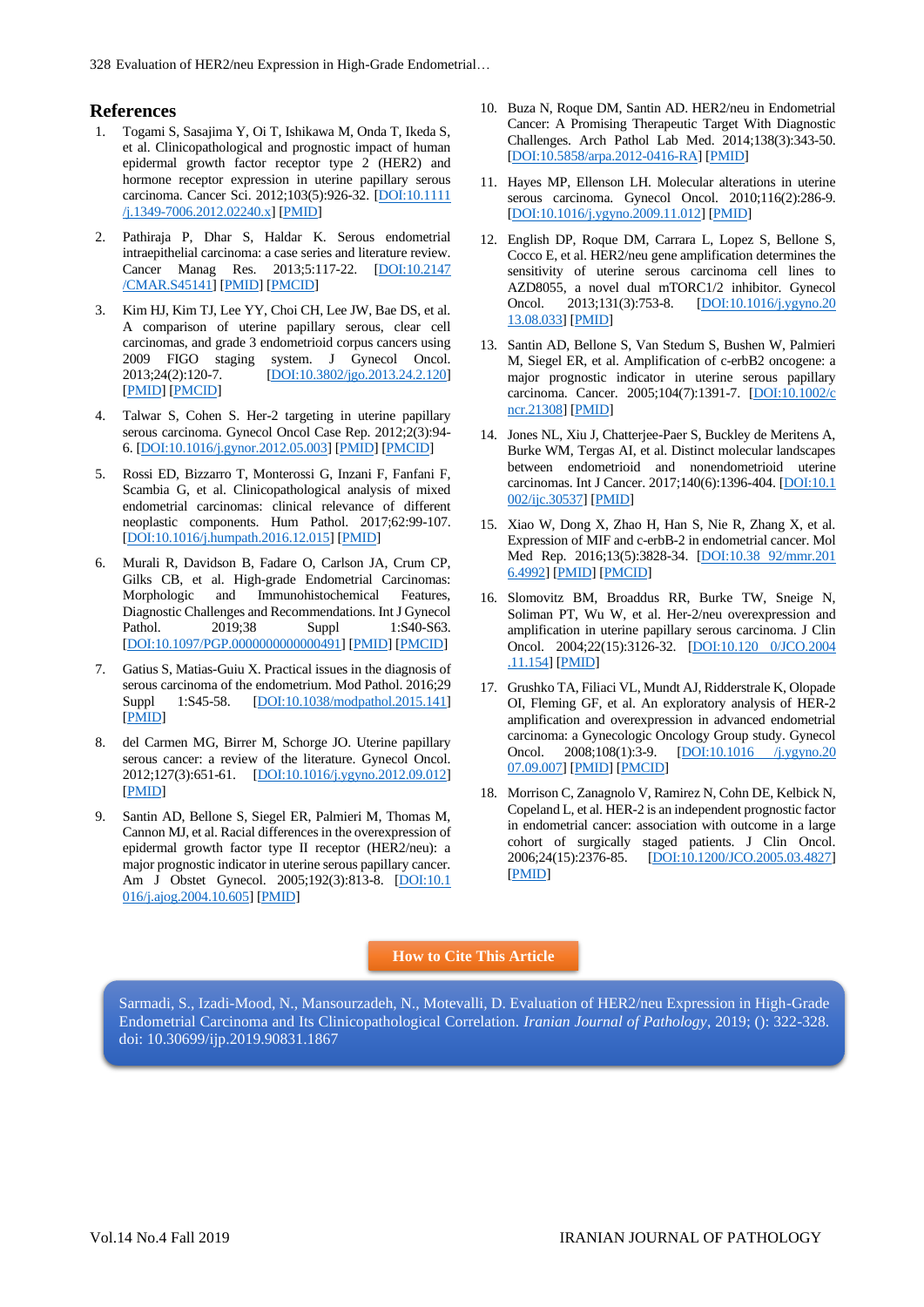## References

1. Togami S, Sasajima Y, Oi T, Ishikawa M, Onda T, Ikeda S, et al. Clinicopathological and prognostic impact of human epidermal growth factor receptor type 2 (HER2) and hormone receptor expression in uterine papillary serous carcinoma. Cancer Sci. 2012;103(5):926-32. [DOI:10.1111/j.1349-7006.2012.02240.x] [PMID]

2. Pathiraja P, Dhar S, Haldar K. Serous endometrial intraepithelial carcinoma: a case series and literature review. Cancer Manag Res. 2013;5:117-22. [DOI:10.2147/CMAR.S45141] [PMID] [PMCID]

3. Kim HJ, Kim TJ, Lee YY, Choi CH, Lee JW, Bae DS, et al. A comparison of uterine papillary serous, clear cell carcinomas, and grade 3 endometrioid corpus cancers using 2009 FIGO staging system. J Gynecol Oncol. 2013;24(2):120-7. [DOI:10.3802/jgo.2013.24.2.120] [PMID] [PMCID]

4. Talwar S, Cohen S. Her-2 targeting in uterine papillary serous carcinoma. Gynecol Oncol Case Rep. 2012;2(3):94-6. [DOI:10.1016/j.gynor.2012.05.003] [PMID] [PMCID]

5. Rossi ED, Bizzarro T, Monterossi G, Inzani F, Fanfani F, Scambia G, et al. Clinicopathological analysis of mixed endometrial carcinomas: clinical relevance of different neoplastic components. Hum Pathol. 2017;62:99-107. [DOI:10.1016/j.humpath.2016.12.015] [PMID]

6. Murali R, Davidson B, Fadare O, Carlson JA, Crum CP, Gilks CB, et al. High-grade Endometrial Carcinomas: Morphologic and Immunohistochemical Features, Diagnostic Challenges and Recommendations. Int J Gynecol Pathol. 2019;38 Suppl 1:S40-S63. [DOI:10.1097/PGP.0000000000000491] [PMID] [PMCID]

7. Gatius S, Matias-Guiu X. Practical issues in the diagnosis of serous carcinoma of the endometrium. Mod Pathol. 2016;29 Suppl 1:S45-58. [DOI:10.1038/modpathol.2015.141] [PMID]

8. del Carmen MG, Birrer M, Schorge JO. Uterine papillary serous cancer: a review of the literature. Gynecol Oncol. 2012;127(3):651-61. [DOI:10.1016/j.ygyno.2012.09.012] [PMID]

9. Santin AD, Bellone S, Siegel ER, Palmieri M, Thomas M, Cannon MJ, et al. Racial differences in the overexpression of epidermal growth factor type II receptor (HER2/neu): a major prognostic indicator in uterine serous papillary cancer. Am J Obstet Gynecol. 2005;192(3):813-8. [DOI:10.1016/j.ajog.2004.10.605] [PMID]

10. Buza N, Roque DM, Santin AD. HER2/neu in Endometrial Cancer: A Promising Therapeutic Target With Diagnostic Challenges. Arch Pathol Lab Med. 2014;138(3):343-50. [DOI:10.5858/arpa.2012-0416-RA] [PMID]

11. Hayes MP, Ellenson LH. Molecular alterations in uterine serous carcinoma. Gynecol Oncol. 2010;116(2):286-9. [DOI:10.1016/j.ygyno.2009.11.012] [PMID]

12. English DP, Roque DM, Carrara L, Lopez S, Bellone S, Cocco E, et al. HER2/neu gene amplification determines the sensitivity of uterine serous carcinoma cell lines to AZD8055, a novel dual mTORC1/2 inhibitor. Gynecol Oncol. 2013;131(3):753-8. [DOI:10.1016/j.ygyno.2013.08.033] [PMID]

13. Santin AD, Bellone S, Van Stedum S, Bushen W, Palmieri M, Siegel ER, et al. Amplification of c-erbB2 oncogene: a major prognostic indicator in uterine serous papillary carcinoma. Cancer. 2005;104(7):1391-7. [DOI:10.1002/cncr.21308] [PMID]

14. Jones NL, Xiu J, Chatterjee-Paer S, Buckley de Meritens A, Burke WM, Tergas AI, et al. Distinct molecular landscapes between endometrioid and nonendometrioid uterine carcinomas. Int J Cancer. 2017;140(6):1396-404. [DOI:10.1002/ijc.30537] [PMID]

15. Xiao W, Dong X, Zhao H, Han S, Nie R, Zhang X, et al. Expression of MIF and c-erbB-2 in endometrial cancer. Mol Med Rep. 2016;13(5):3828-34. [DOI:10.3892/mmr.2016.4992] [PMID] [PMCID]

16. Slomovitz BM, Broaddus RR, Burke TW, Sneige N, Soliman PT, Wu W, et al. Her-2/neu overexpression and amplification in uterine papillary serous carcinoma. J Clin Oncol. 2004;22(15):3126-32. [DOI:10.1200/JCO.2004.11.154] [PMID]

17. Grushko TA, Filiaci VL, Mundt AJ, Ridderstrale K, Olopade OI, Fleming GF, et al. An exploratory analysis of HER-2 amplification and overexpression in advanced endometrial carcinoma: a Gynecologic Oncology Group study. Gynecol Oncol. 2008;108(1):3-9. [DOI:10.1016/j.ygyno.2007.09.007] [PMID] [PMCID]

18. Morrison C, Zanagnolo V, Ramirez N, Cohn DE, Kelbick N, Copeland L, et al. HER-2 is an independent prognostic factor in endometrial cancer: association with outcome in a large cohort of surgically staged patients. J Clin Oncol. 2006;24(15):2376-85. [DOI:10.1200/JCO.2005.03.4827] [PMID]

**How to Cite This Article**

Sarmadi, S., Izadi-Mood, N., Mansourzadeh, N., Motevalli, D. Evaluation of HER2/neu Expression in High-Grade Endometrial Carcinoma and Its Clinicopathological Correlation. *Iranian Journal of Pathology*, 2019; (): 322-328. doi: 10.30699/ijp.2019.90831.1867